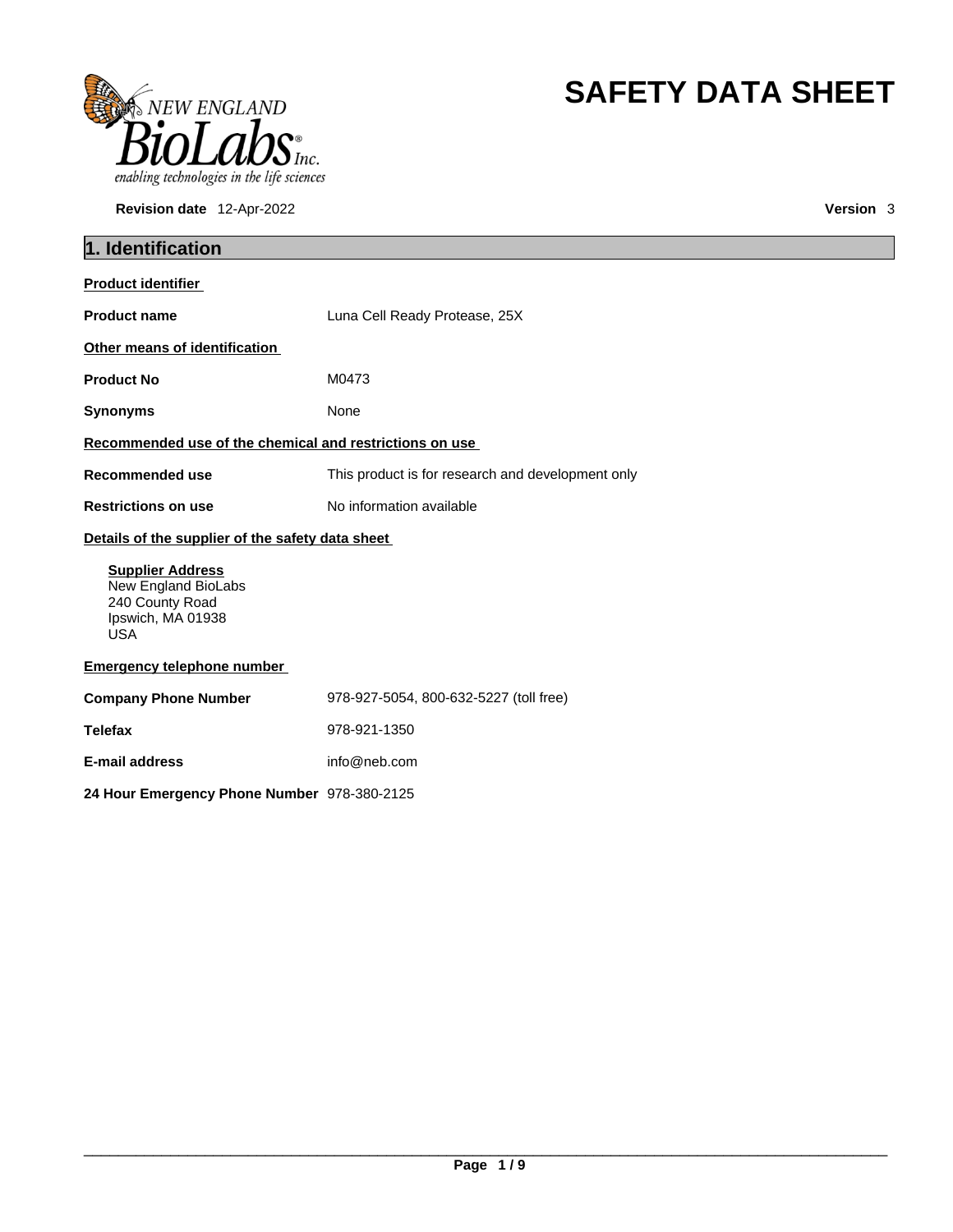# SAFETY DATA SHEET

**Revision date** 12-Apr-2022 **Version** 3

## 1. Identification

**Product identifier**

**Product name** Luna Cell Ready Protease, 25X

**Other means of identification**

**Product No** M0473

**Synonyms** None

**Recommended use of the chemical and restrictions on use**

**Recommended use** This product is for research and development only

**Restrictions on use** No information available

**Details of the supplier of the safety data sheet**

**Supplier Address**
New England BioLabs
240 County Road
Ipswich, MA 01938
USA

**Emergency telephone number**

**Company Phone Number** 978-927-5054, 800-632-5227 (toll free)

**Telefax** 978-921-1350

**E-mail address** info@neb.com

**24 Hour Emergency Phone Number** 978-380-2125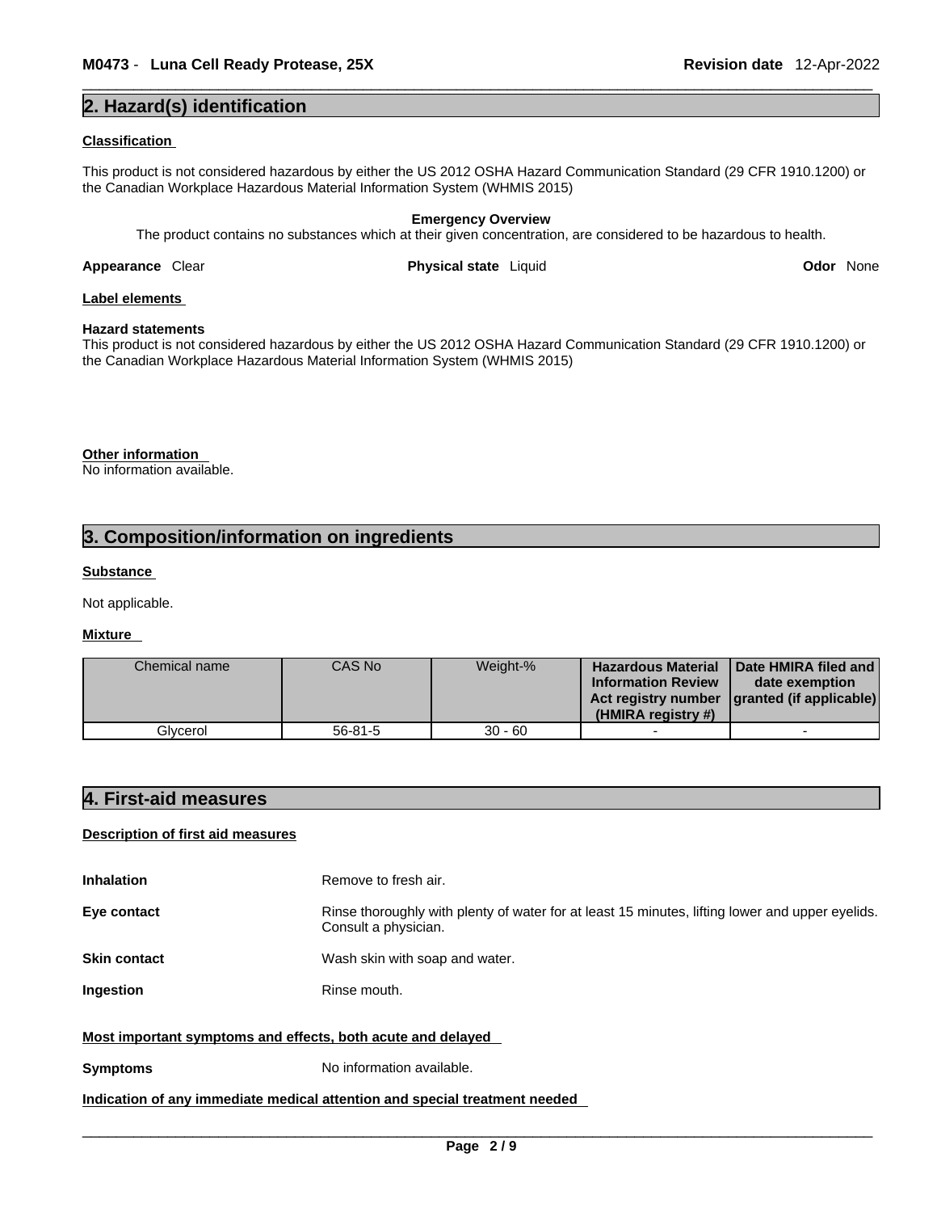## 2. Hazard(s) identification

**Classification**

This product is not considered hazardous by either the US 2012 OSHA Hazard Communication Standard (29 CFR 1910.1200) or the Canadian Workplace Hazardous Material Information System (WHMIS 2015)

**Emergency Overview**

The product contains no substances which at their given concentration, are considered to be hazardous to health.

**Appearance** Clear **Physical state** Liquid **Odor** None

**Label elements**

**Hazard statements**

This product is not considered hazardous by either the US 2012 OSHA Hazard Communication Standard (29 CFR 1910.1200) or the Canadian Workplace Hazardous Material Information System (WHMIS 2015)

**Other information**

No information available.

## 3. Composition/information on ingredients

**Substance**

Not applicable.

**Mixture**

| Chemical name | CAS No | Weight-% | Hazardous Material Information Review Act registry number (HMIRA registry #) | Date HMIRA filed and date exemption granted (if applicable) |
|---|---|---|---|---|
| Glycerol | 56-81-5 | 30 - 60 | - | - |

## 4. First-aid measures

**Description of first aid measures**

**Inhalation** Remove to fresh air.

**Eye contact** Rinse thoroughly with plenty of water for at least 15 minutes, lifting lower and upper eyelids. Consult a physician.

**Skin contact** Wash skin with soap and water.

**Ingestion** Rinse mouth.

**Most important symptoms and effects, both acute and delayed**

**Symptoms** No information available.

**Indication of any immediate medical attention and special treatment needed**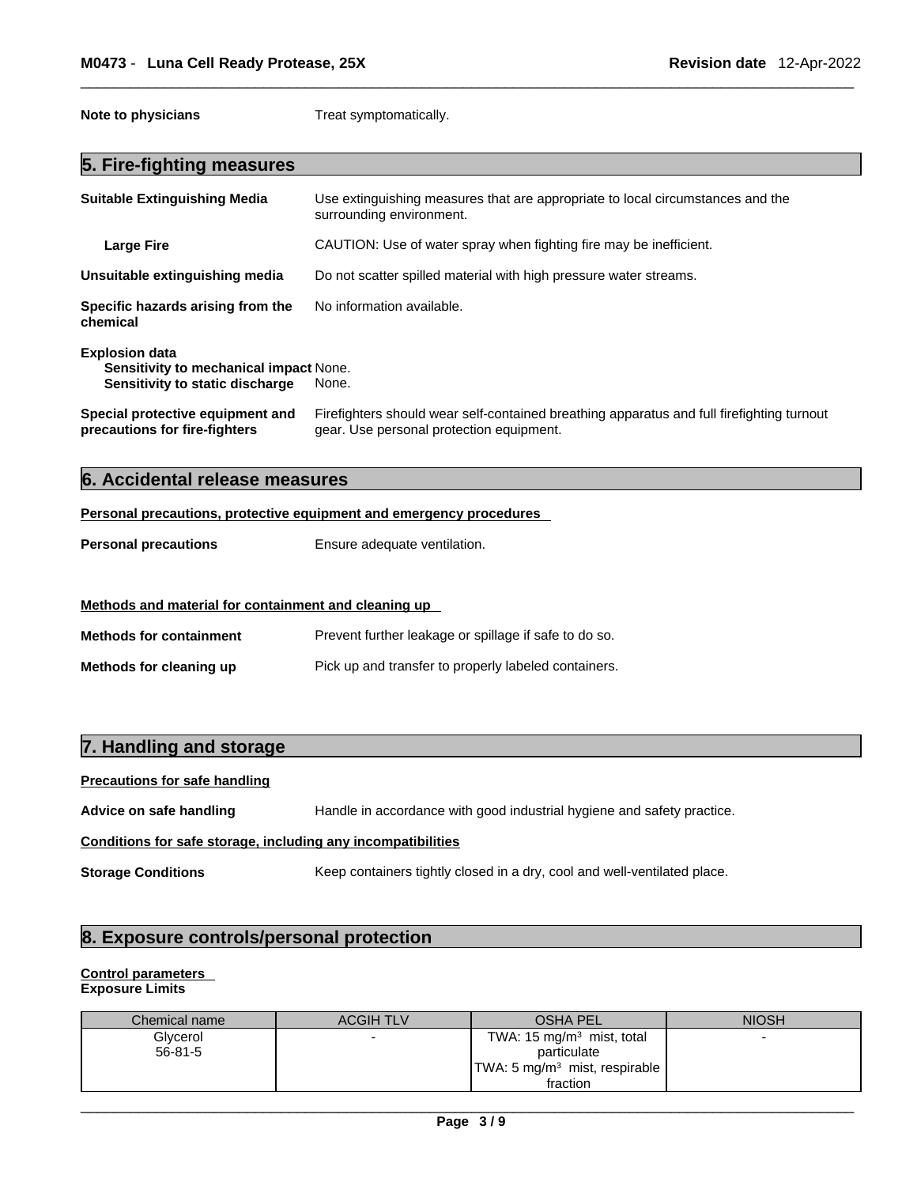**Note to physicians** Treat symptomatically.

## 5. Fire-fighting measures

**Suitable Extinguishing Media** Use extinguishing measures that are appropriate to local circumstances and the surrounding environment.

**Large Fire** CAUTION: Use of water spray when fighting fire may be inefficient.

**Unsuitable extinguishing media** Do not scatter spilled material with high pressure water streams.

**Specific hazards arising from the chemical** No information available.

**Explosion data**
**Sensitivity to mechanical impact** None.
**Sensitivity to static discharge** None.

**Special protective equipment and precautions for fire-fighters** Firefighters should wear self-contained breathing apparatus and full firefighting turnout gear. Use personal protection equipment.

## 6. Accidental release measures

**Personal precautions, protective equipment and emergency procedures**

**Personal precautions** Ensure adequate ventilation.

**Methods and material for containment and cleaning up**

**Methods for containment** Prevent further leakage or spillage if safe to do so.

**Methods for cleaning up** Pick up and transfer to properly labeled containers.

## 7. Handling and storage

**Precautions for safe handling**

**Advice on safe handling** Handle in accordance with good industrial hygiene and safety practice.

**Conditions for safe storage, including any incompatibilities**

**Storage Conditions** Keep containers tightly closed in a dry, cool and well-ventilated place.

## 8. Exposure controls/personal protection

**Control parameters**
**Exposure Limits**

| Chemical name | ACGIH TLV | OSHA PEL | NIOSH |
|---|---|---|---|
| Glycerol 56-81-5 | - | TWA: 15 mg/m³ mist, total particulate TWA: 5 mg/m³ mist, respirable fraction | - |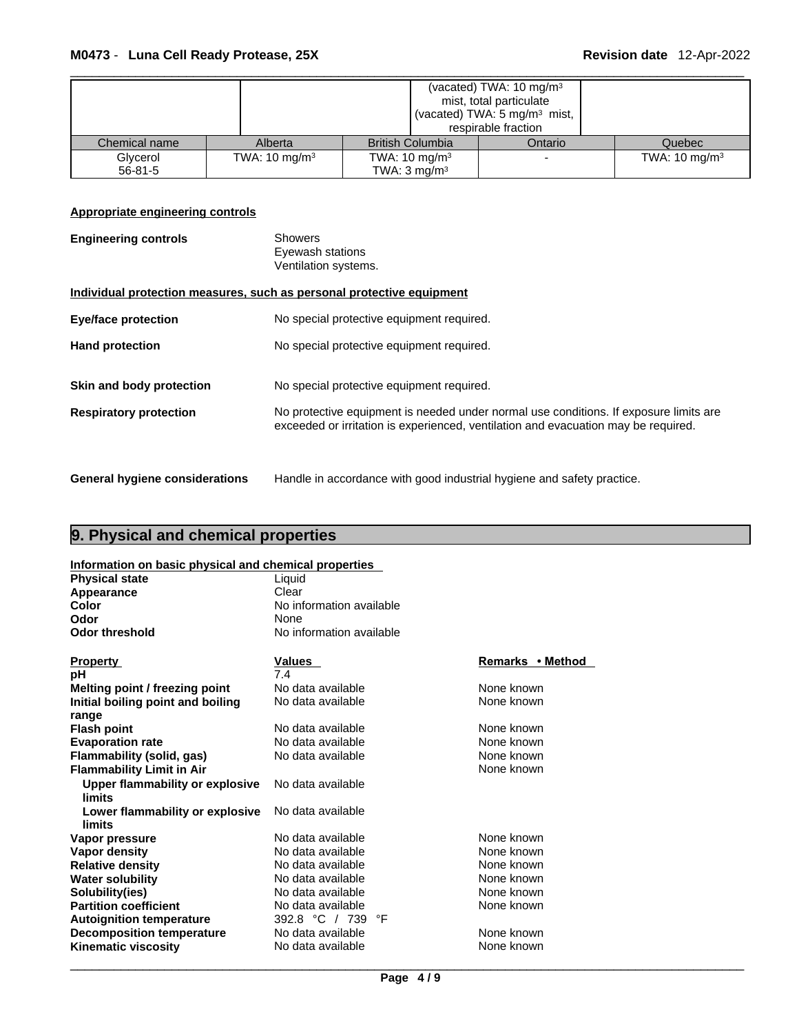| | | | | |
|---|---|---|---|---|
| | | (vacated) TWA: 10 mg/m³ mist, total particulate (vacated) TWA: 5 mg/m³ mist, respirable fraction | | |

| Chemical name | Alberta | British Columbia | Ontario | Quebec |
|---|---|---|---|---|
| Glycerol 56-81-5 | TWA: 10 mg/m³ | TWA: 10 mg/m³ TWA: 3 mg/m³ | - | TWA: 10 mg/m³ |

**Appropriate engineering controls**

**Engineering controls** Showers
Eyewash stations
Ventilation systems.

**Individual protection measures, such as personal protective equipment**

**Eye/face protection** No special protective equipment required.

**Hand protection** No special protective equipment required.

**Skin and body protection** No special protective equipment required.

**Respiratory protection** No protective equipment is needed under normal use conditions. If exposure limits are exceeded or irritation is experienced, ventilation and evacuation may be required.

**General hygiene considerations** Handle in accordance with good industrial hygiene and safety practice.

## 9. Physical and chemical properties

**Information on basic physical and chemical properties**

| | |
|---|---|
| **Physical state** | Liquid |
| **Appearance** | Clear |
| **Color** | No information available |
| **Odor** | None |
| **Odor threshold** | No information available |

| Property | Values | Remarks • Method |
|---|---|---|
| **pH** | 7.4 | |
| **Melting point / freezing point** | No data available | None known |
| **Initial boiling point and boiling range** | No data available | None known |
| **Flash point** | No data available | None known |
| **Evaporation rate** | No data available | None known |
| **Flammability (solid, gas)** | No data available | None known |
| **Flammability Limit in Air** | | None known |
| **Upper flammability or explosive limits** | No data available | |
| **Lower flammability or explosive limits** | No data available | |
| **Vapor pressure** | No data available | None known |
| **Vapor density** | No data available | None known |
| **Relative density** | No data available | None known |
| **Water solubility** | No data available | None known |
| **Solubility(ies)** | No data available | None known |
| **Partition coefficient** | No data available | None known |
| **Autoignition temperature** | 392.8 °C / 739 °F | |
| **Decomposition temperature** | No data available | None known |
| **Kinematic viscosity** | No data available | None known |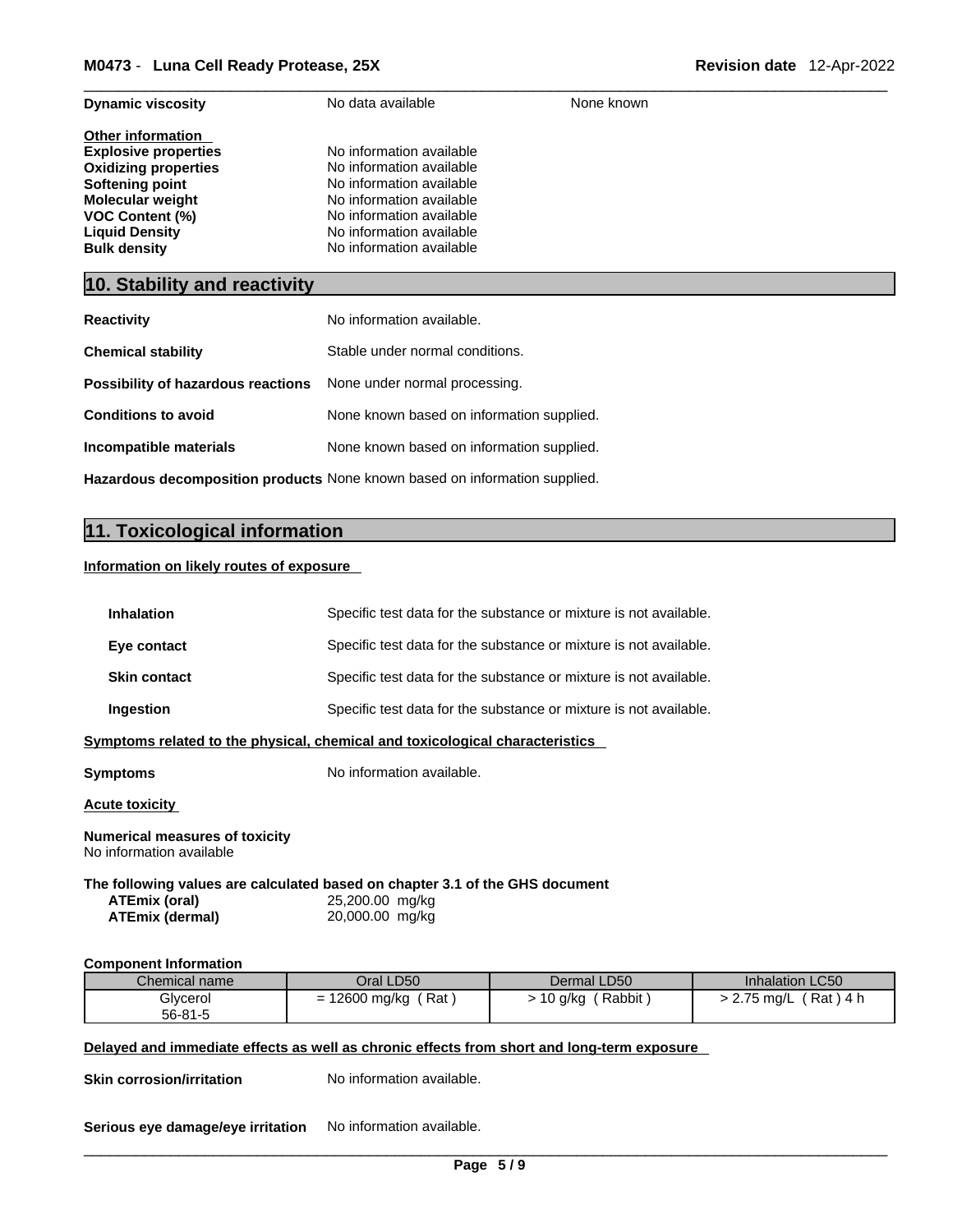| | | |
|---|---|---|
| **Dynamic viscosity** | No data available | None known |

**Other information**

| | |
|---|---|
| **Explosive properties** | No information available |
| **Oxidizing properties** | No information available |
| **Softening point** | No information available |
| **Molecular weight** | No information available |
| **VOC Content (%)** | No information available |
| **Liquid Density** | No information available |
| **Bulk density** | No information available |

## 10. Stability and reactivity

| | |
|---|---|
| **Reactivity** | No information available. |
| **Chemical stability** | Stable under normal conditions. |
| **Possibility of hazardous reactions** | None under normal processing. |
| **Conditions to avoid** | None known based on information supplied. |
| **Incompatible materials** | None known based on information supplied. |
| **Hazardous decomposition products** | None known based on information supplied. |

## 11. Toxicological information

**Information on likely routes of exposure**

| | |
|---|---|
| **Inhalation** | Specific test data for the substance or mixture is not available. |
| **Eye contact** | Specific test data for the substance or mixture is not available. |
| **Skin contact** | Specific test data for the substance or mixture is not available. |
| **Ingestion** | Specific test data for the substance or mixture is not available. |

**Symptoms related to the physical, chemical and toxicological characteristics**

**Symptoms** No information available.

**Acute toxicity**

**Numerical measures of toxicity**
No information available

**The following values are calculated based on chapter 3.1 of the GHS document**

| | |
|---|---|
| **ATEmix (oral)** | 25,200.00 mg/kg |
| **ATEmix (dermal)** | 20,000.00 mg/kg |

**Component Information**

| Chemical name | Oral LD50 | Dermal LD50 | Inhalation LC50 |
|---|---|---|---|
| Glycerol<br>56-81-5 | = 12600 mg/kg ( Rat ) | > 10 g/kg ( Rabbit ) | > 2.75 mg/L ( Rat ) 4 h |

**Delayed and immediate effects as well as chronic effects from short and long-term exposure**

**Skin corrosion/irritation** No information available.

**Serious eye damage/eye irritation** No information available.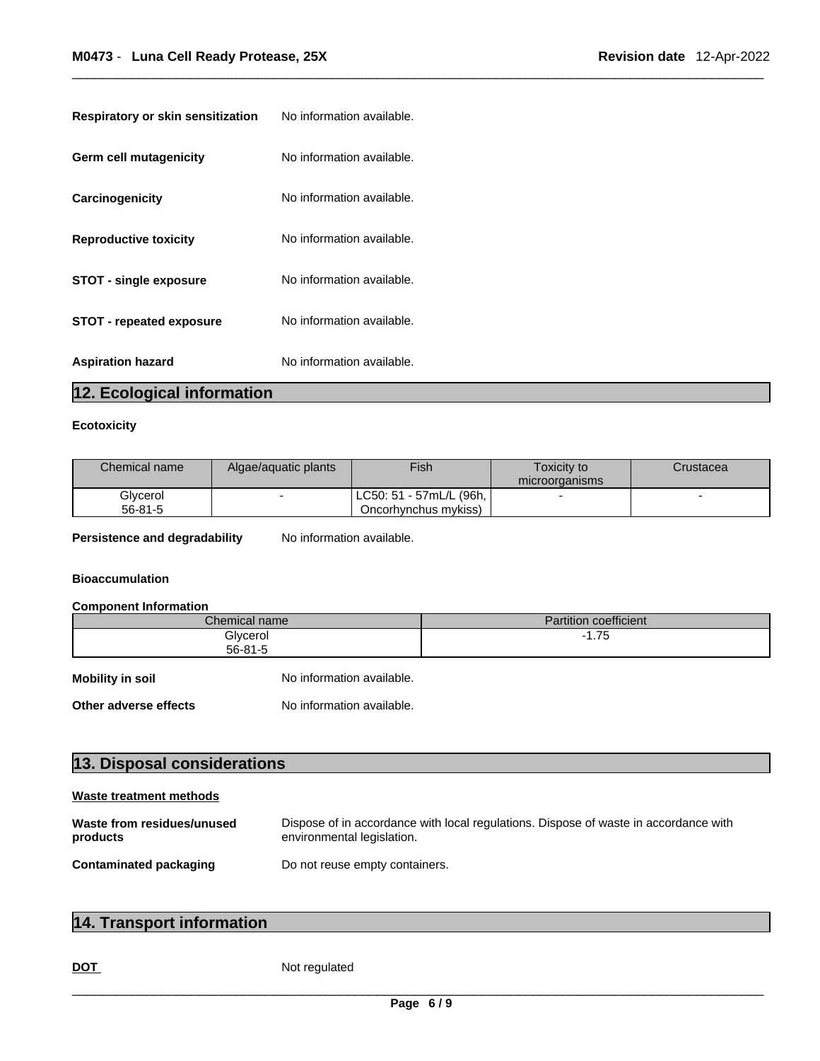**Respiratory or skin sensitization** No information available.

**Germ cell mutagenicity** No information available.

**Carcinogenicity** No information available.

**Reproductive toxicity** No information available.

**STOT - single exposure** No information available.

**STOT - repeated exposure** No information available.

**Aspiration hazard** No information available.

## 12. Ecological information

**Ecotoxicity**

| Chemical name | Algae/aquatic plants | Fish | Toxicity to microorganisms | Crustacea |
|---|---|---|---|---|
| Glycerol<br>56-81-5 | - | LC50: 51 - 57mL/L (96h, Oncorhynchus mykiss) | - | - |

**Persistence and degradability** No information available.

**Bioaccumulation**

**Component Information**

| Chemical name | Partition coefficient |
|---|---|
| Glycerol<br>56-81-5 | -1.75 |

**Mobility in soil** No information available.

**Other adverse effects** No information available.

## 13. Disposal considerations

**Waste treatment methods**

**Waste from residues/unused products** Dispose of in accordance with local regulations. Dispose of waste in accordance with environmental legislation.

**Contaminated packaging** Do not reuse empty containers.

## 14. Transport information

**DOT** Not regulated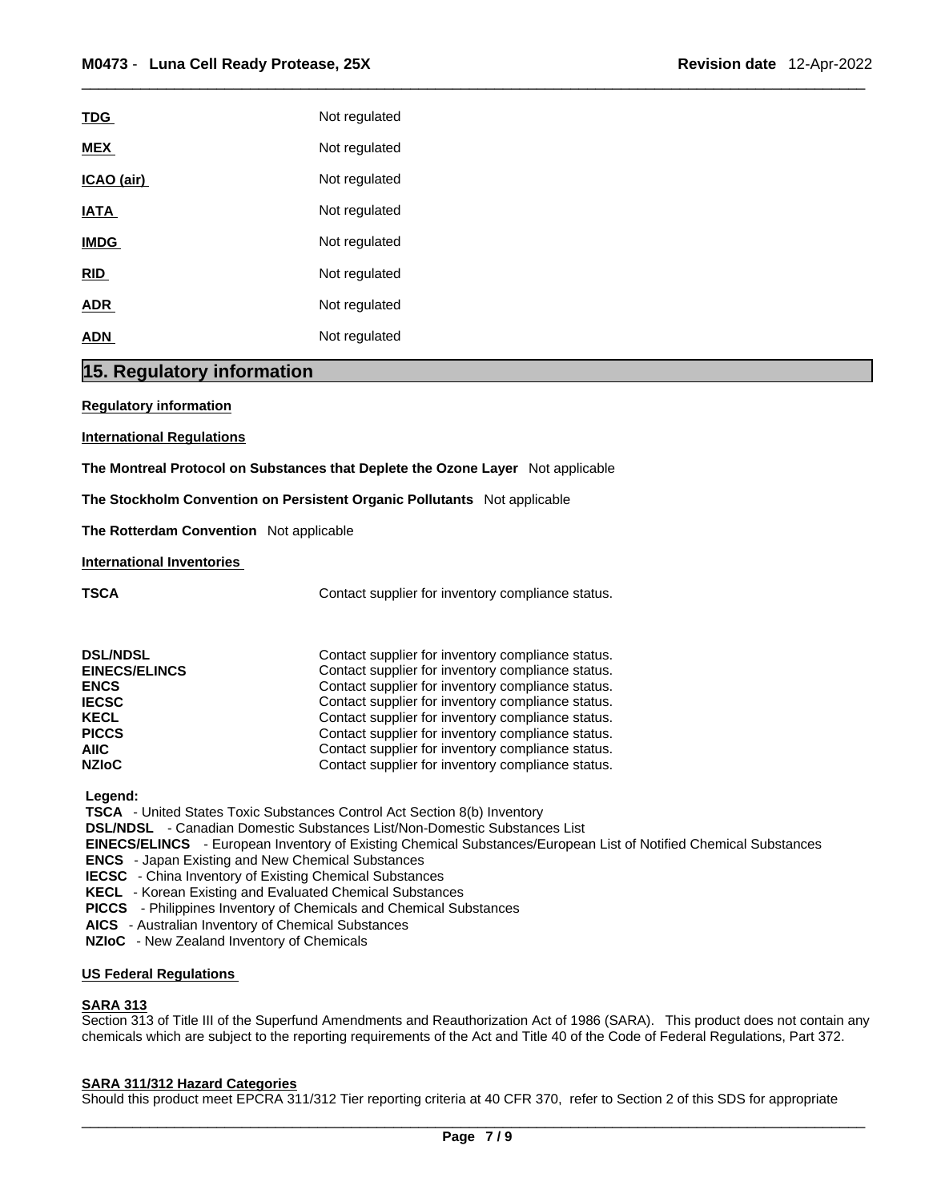| | |
|---|---|
| **TDG** | Not regulated |
| **MEX** | Not regulated |
| **ICAO (air)** | Not regulated |
| **IATA** | Not regulated |
| **IMDG** | Not regulated |
| **RID** | Not regulated |
| **ADR** | Not regulated |
| **ADN** | Not regulated |

## 15. Regulatory information

**Regulatory information**

**International Regulations**

**The Montreal Protocol on Substances that Deplete the Ozone Layer** Not applicable

**The Stockholm Convention on Persistent Organic Pollutants** Not applicable

**The Rotterdam Convention** Not applicable

**International Inventories**

| | |
|---|---|
| **TSCA** | Contact supplier for inventory compliance status. |
| **DSL/NDSL** | Contact supplier for inventory compliance status. |
| **EINECS/ELINCS** | Contact supplier for inventory compliance status. |
| **ENCS** | Contact supplier for inventory compliance status. |
| **IECSC** | Contact supplier for inventory compliance status. |
| **KECL** | Contact supplier for inventory compliance status. |
| **PICCS** | Contact supplier for inventory compliance status. |
| **AIIC** | Contact supplier for inventory compliance status. |
| **NZIoC** | Contact supplier for inventory compliance status. |

**Legend:**

**TSCA** - United States Toxic Substances Control Act Section 8(b) Inventory
**DSL/NDSL** - Canadian Domestic Substances List/Non-Domestic Substances List
**EINECS/ELINCS** - European Inventory of Existing Chemical Substances/European List of Notified Chemical Substances
**ENCS** - Japan Existing and New Chemical Substances
**IECSC** - China Inventory of Existing Chemical Substances
**KECL** - Korean Existing and Evaluated Chemical Substances
**PICCS** - Philippines Inventory of Chemicals and Chemical Substances
**AICS** - Australian Inventory of Chemical Substances
**NZIoC** - New Zealand Inventory of Chemicals

**US Federal Regulations**

**SARA 313**

Section 313 of Title III of the Superfund Amendments and Reauthorization Act of 1986 (SARA). This product does not contain any chemicals which are subject to the reporting requirements of the Act and Title 40 of the Code of Federal Regulations, Part 372.

**SARA 311/312 Hazard Categories**

Should this product meet EPCRA 311/312 Tier reporting criteria at 40 CFR 370, refer to Section 2 of this SDS for appropriate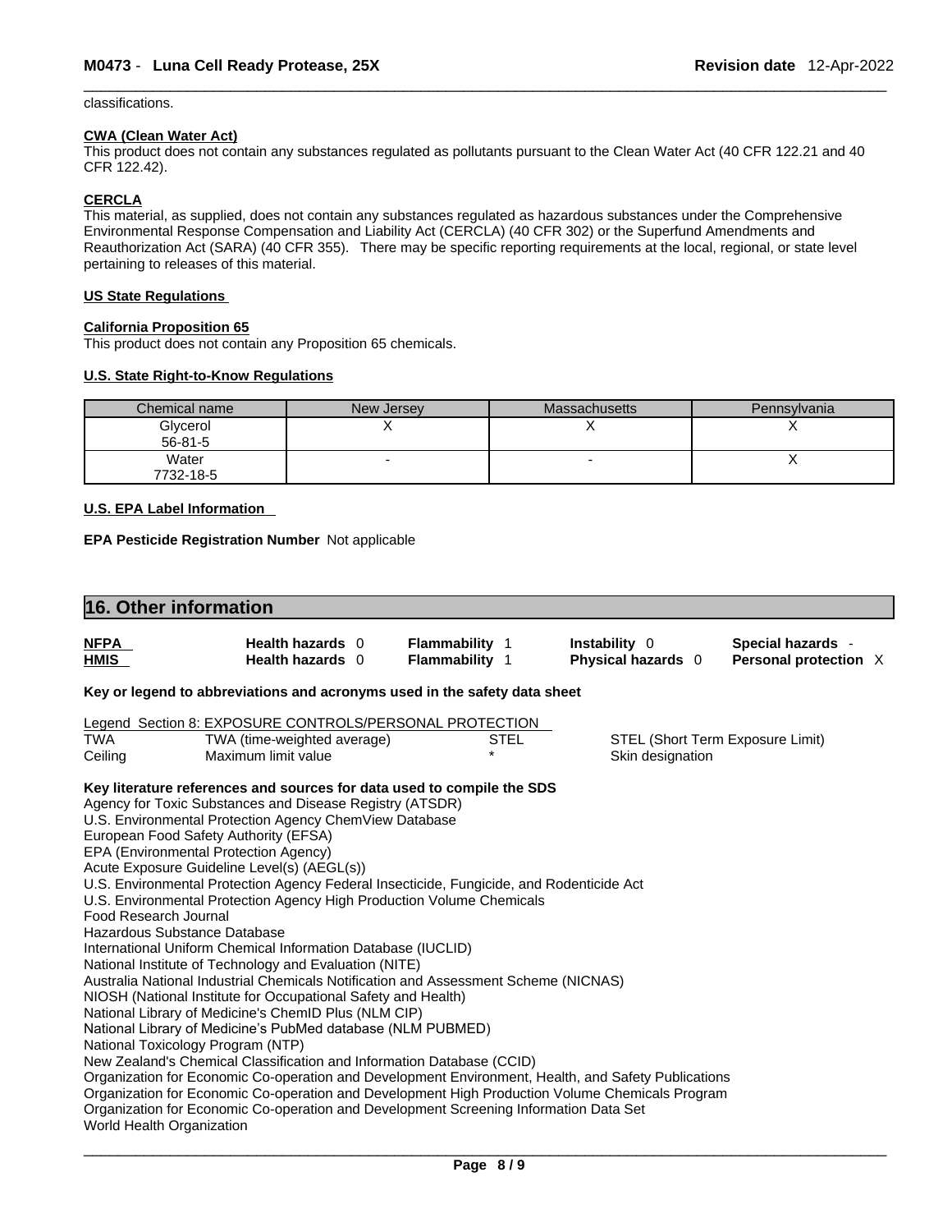classifications.

**CWA (Clean Water Act)**

This product does not contain any substances regulated as pollutants pursuant to the Clean Water Act (40 CFR 122.21 and 40 CFR 122.42).

**CERCLA**

This material, as supplied, does not contain any substances regulated as hazardous substances under the Comprehensive Environmental Response Compensation and Liability Act (CERCLA) (40 CFR 302) or the Superfund Amendments and Reauthorization Act (SARA) (40 CFR 355). There may be specific reporting requirements at the local, regional, or state level pertaining to releases of this material.

**US State Regulations**

**California Proposition 65**

This product does not contain any Proposition 65 chemicals.

**U.S. State Right-to-Know Regulations**

| Chemical name | New Jersey | Massachusetts | Pennsylvania |
| --- | --- | --- | --- |
| Glycerol 56-81-5 | X | X | X |
| Water 7732-18-5 | - | - | X |

**U.S. EPA Label Information**

**EPA Pesticide Registration Number** Not applicable

## 16. Other information

| | | | | |
| --- | --- | --- | --- | --- |
| **NFPA** | **Health hazards** 0 | **Flammability** 1 | **Instability** 0 | **Special hazards** - |
| **HMIS** | **Health hazards** 0 | **Flammability** 1 | **Physical hazards** 0 | **Personal protection** X |

**Key or legend to abbreviations and acronyms used in the safety data sheet**

Legend Section 8: EXPOSURE CONTROLS/PERSONAL PROTECTION

| | | | |
| --- | --- | --- | --- |
| TWA | TWA (time-weighted average) | STEL | STEL (Short Term Exposure Limit) |
| Ceiling | Maximum limit value | * | Skin designation |

**Key literature references and sources for data used to compile the SDS**

Agency for Toxic Substances and Disease Registry (ATSDR)
U.S. Environmental Protection Agency ChemView Database
European Food Safety Authority (EFSA)
EPA (Environmental Protection Agency)
Acute Exposure Guideline Level(s) (AEGL(s))
U.S. Environmental Protection Agency Federal Insecticide, Fungicide, and Rodenticide Act
U.S. Environmental Protection Agency High Production Volume Chemicals
Food Research Journal
Hazardous Substance Database
International Uniform Chemical Information Database (IUCLID)
National Institute of Technology and Evaluation (NITE)
Australia National Industrial Chemicals Notification and Assessment Scheme (NICNAS)
NIOSH (National Institute for Occupational Safety and Health)
National Library of Medicine's ChemID Plus (NLM CIP)
National Library of Medicine's PubMed database (NLM PUBMED)
National Toxicology Program (NTP)
New Zealand's Chemical Classification and Information Database (CCID)
Organization for Economic Co-operation and Development Environment, Health, and Safety Publications
Organization for Economic Co-operation and Development High Production Volume Chemicals Program
Organization for Economic Co-operation and Development Screening Information Data Set
World Health Organization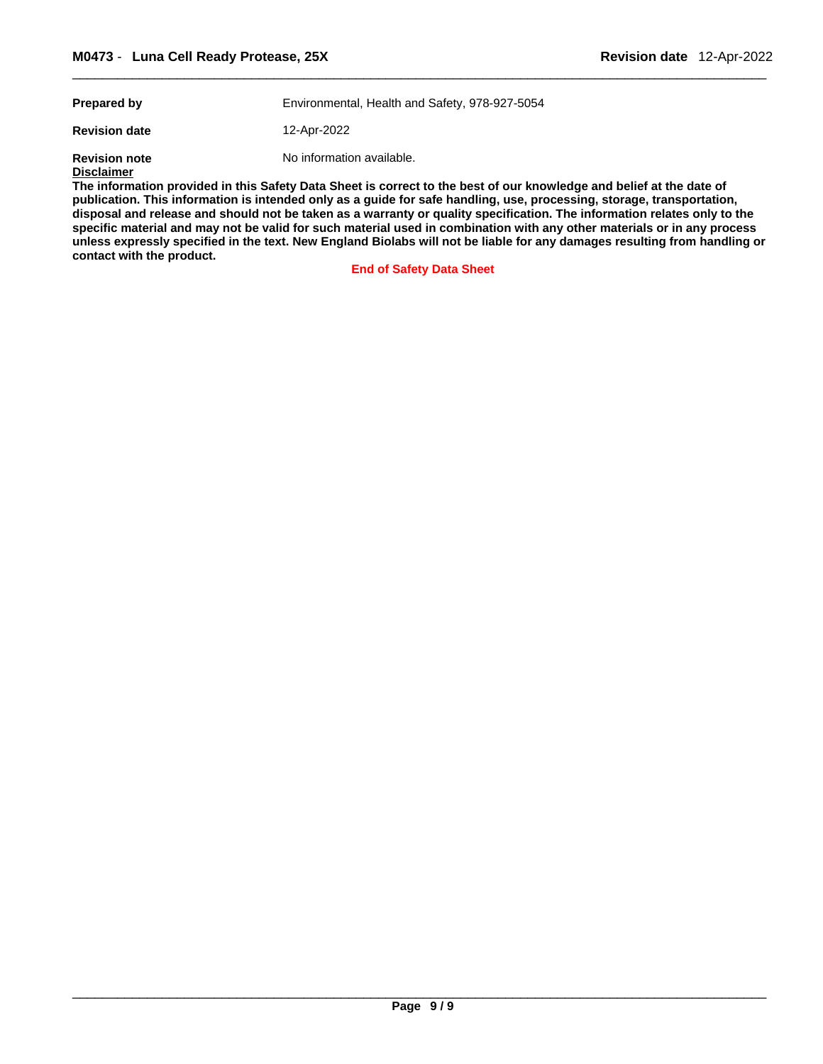| | |
|---|---|
| **Prepared by** | Environmental, Health and Safety, 978-927-5054 |
| **Revision date** | 12-Apr-2022 |
| **Revision note** | No information available. |

**Disclaimer**

**The information provided in this Safety Data Sheet is correct to the best of our knowledge and belief at the date of publication. This information is intended only as a guide for safe handling, use, processing, storage, transportation, disposal and release and should not be taken as a warranty or quality specification. The information relates only to the specific material and may not be valid for such material used in combination with any other materials or in any process unless expressly specified in the text. New England Biolabs will not be liable for any damages resulting from handling or contact with the product.**

**End of Safety Data Sheet**